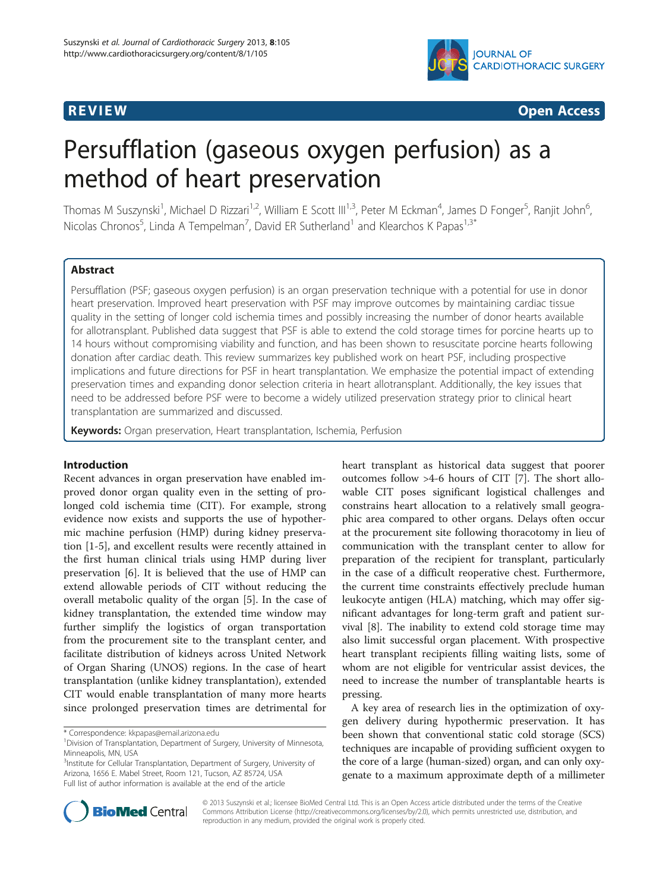**REVIEW** **Open Access**

# Persufflation (gaseous oxygen perfusion) as a method of heart preservation

Thomas M Suszynski[1], Michael D Rizzari[1,2], William E Scott III[1,3], Peter M Eckman[4], James D Fonger[5], Ranjit John[6], Nicolas Chronos[5], Linda A Tempelman[7], David ER Sutherland[1] and Klearchos K Papas[1,3*]

## Abstract

Persufflation (PSF; gaseous oxygen perfusion) is an organ preservation technique with a potential for use in donor heart preservation. Improved heart preservation with PSF may improve outcomes by maintaining cardiac tissue quality in the setting of longer cold ischemia times and possibly increasing the number of donor hearts available for allotransplant. Published data suggest that PSF is able to extend the cold storage times for porcine hearts up to 14 hours without compromising viability and function, and has been shown to resuscitate porcine hearts following donation after cardiac death. This review summarizes key published work on heart PSF, including prospective implications and future directions for PSF in heart transplantation. We emphasize the potential impact of extending preservation times and expanding donor selection criteria in heart allotransplant. Additionally, the key issues that need to be addressed before PSF were to become a widely utilized preservation strategy prior to clinical heart transplantation are summarized and discussed.

**Keywords:** Organ preservation, Heart transplantation, Ischemia, Perfusion

## Introduction

Recent advances in organ preservation have enabled improved donor organ quality even in the setting of prolonged cold ischemia time (CIT). For example, strong evidence now exists and supports the use of hypothermic machine perfusion (HMP) during kidney preservation [1-5], and excellent results were recently attained in the first human clinical trials using HMP during liver preservation [6]. It is believed that the use of HMP can extend allowable periods of CIT without reducing the overall metabolic quality of the organ [5]. In the case of kidney transplantation, the extended time window may further simplify the logistics of organ transportation from the procurement site to the transplant center, and facilitate distribution of kidneys across United Network of Organ Sharing (UNOS) regions. In the case of heart transplantation (unlike kidney transplantation), extended CIT would enable transplantation of many more hearts since prolonged preservation times are detrimental for heart transplant as historical data suggest that poorer outcomes follow >4-6 hours of CIT [7]. The short allowable CIT poses significant logistical challenges and constrains heart allocation to a relatively small geographic area compared to other organs. Delays often occur at the procurement site following thoracotomy in lieu of communication with the transplant center to allow for preparation of the recipient for transplant, particularly in the case of a difficult reoperative chest. Furthermore, the current time constraints effectively preclude human leukocyte antigen (HLA) matching, which may offer significant advantages for long-term graft and patient survival [8]. The inability to extend cold storage time may also limit successful organ placement. With prospective heart transplant recipients filling waiting lists, some of whom are not eligible for ventricular assist devices, the need to increase the number of transplantable hearts is pressing.

A key area of research lies in the optimization of oxygen delivery during hypothermic preservation. It has been shown that conventional static cold storage (SCS) techniques are incapable of providing sufficient oxygen to the core of a large (human-sized) organ, and can only oxygenate to a maximum approximate depth of a millimeter

\* Correspondence: kkpapas@email.arizona.edu
[1]Division of Transplantation, Department of Surgery, University of Minnesota, Minneapolis, MN, USA
[3]Institute for Cellular Transplantation, Department of Surgery, University of Arizona, 1656 E. Mabel Street, Room 121, Tucson, AZ 85724, USA
Full list of author information is available at the end of the article

© 2013 Suszynski et al.; licensee BioMed Central Ltd. This is an Open Access article distributed under the terms of the Creative Commons Attribution License (http://creativecommons.org/licenses/by/2.0), which permits unrestricted use, distribution, and reproduction in any medium, provided the original work is properly cited.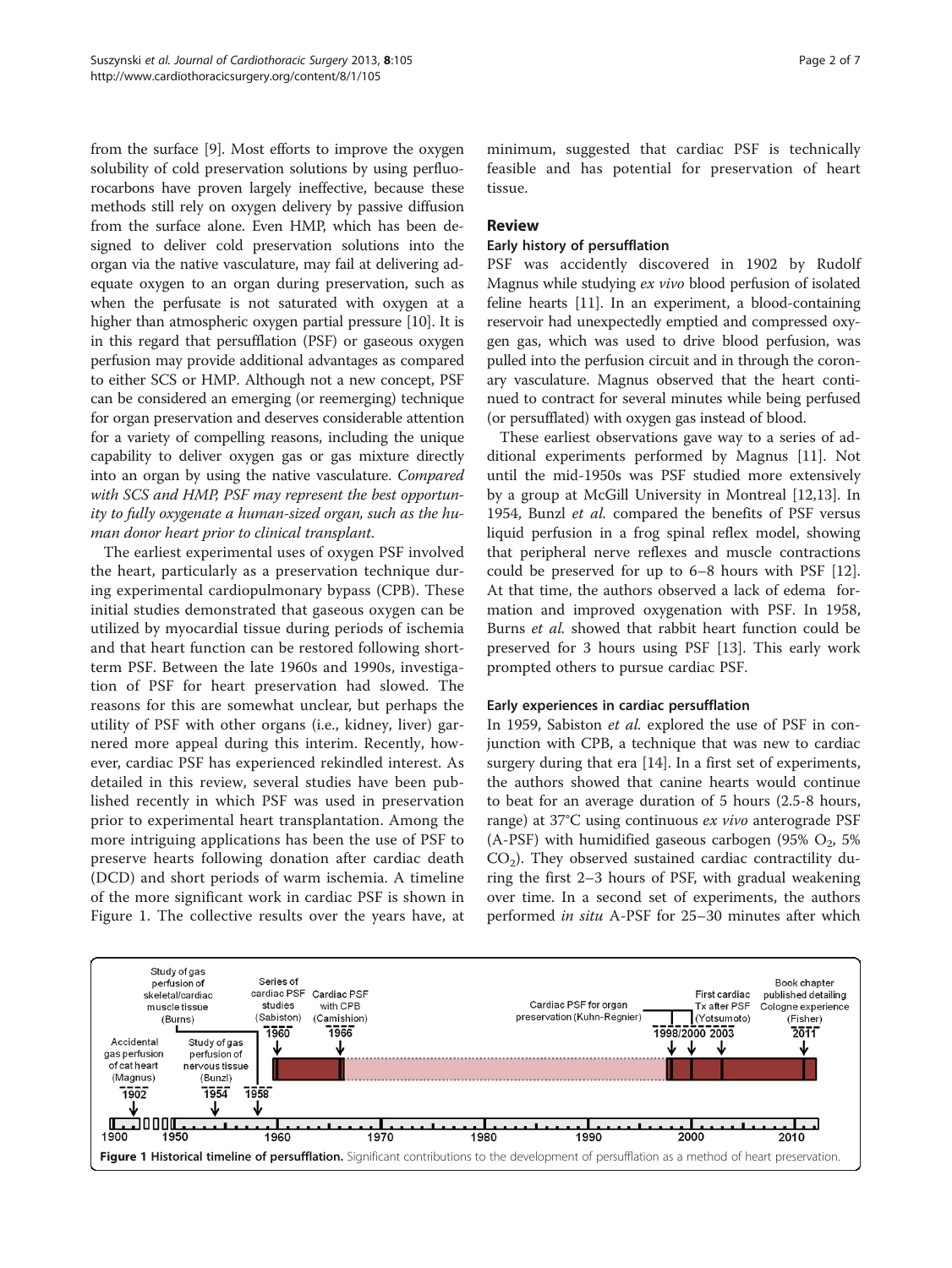from the surface [9]. Most efforts to improve the oxygen solubility of cold preservation solutions by using perfluorocarbons have proven largely ineffective, because these methods still rely on oxygen delivery by passive diffusion from the surface alone. Even HMP, which has been designed to deliver cold preservation solutions into the organ via the native vasculature, may fail at delivering adequate oxygen to an organ during preservation, such as when the perfusate is not saturated with oxygen at a higher than atmospheric oxygen partial pressure [10]. It is in this regard that persufflation (PSF) or gaseous oxygen perfusion may provide additional advantages as compared to either SCS or HMP. Although not a new concept, PSF can be considered an emerging (or reemerging) technique for organ preservation and deserves considerable attention for a variety of compelling reasons, including the unique capability to deliver oxygen gas or gas mixture directly into an organ by using the native vasculature. *Compared with SCS and HMP, PSF may represent the best opportunity to fully oxygenate a human-sized organ, such as the human donor heart prior to clinical transplant.*

The earliest experimental uses of oxygen PSF involved the heart, particularly as a preservation technique during experimental cardiopulmonary bypass (CPB). These initial studies demonstrated that gaseous oxygen can be utilized by myocardial tissue during periods of ischemia and that heart function can be restored following short-term PSF. Between the late 1960s and 1990s, investigation of PSF for heart preservation had slowed. The reasons for this are somewhat unclear, but perhaps the utility of PSF with other organs (i.e., kidney, liver) garnered more appeal during this interim. Recently, however, cardiac PSF has experienced rekindled interest. As detailed in this review, several studies have been published recently in which PSF was used in preservation prior to experimental heart transplantation. Among the more intriguing applications has been the use of PSF to preserve hearts following donation after cardiac death (DCD) and short periods of warm ischemia. A timeline of the more significant work in cardiac PSF is shown in Figure 1. The collective results over the years have, at minimum, suggested that cardiac PSF is technically feasible and has potential for preservation of heart tissue.

## Review

### Early history of persufflation

PSF was accidently discovered in 1902 by Rudolf Magnus while studying *ex vivo* blood perfusion of isolated feline hearts [11]. In an experiment, a blood-containing reservoir had unexpectedly emptied and compressed oxygen gas, which was used to drive blood perfusion, was pulled into the perfusion circuit and in through the coronary vasculature. Magnus observed that the heart continued to contract for several minutes while being perfused (or persufflated) with oxygen gas instead of blood.

These earliest observations gave way to a series of additional experiments performed by Magnus [11]. Not until the mid-1950s was PSF studied more extensively by a group at McGill University in Montreal [12,13]. In 1954, Bunzl *et al.* compared the benefits of PSF versus liquid perfusion in a frog spinal reflex model, showing that peripheral nerve reflexes and muscle contractions could be preserved for up to 6–8 hours with PSF [12]. At that time, the authors observed a lack of edema formation and improved oxygenation with PSF. In 1958, Burns *et al.* showed that rabbit heart function could be preserved for 3 hours using PSF [13]. This early work prompted others to pursue cardiac PSF.

### Early experiences in cardiac persufflation

In 1959, Sabiston *et al.* explored the use of PSF in conjunction with CPB, a technique that was new to cardiac surgery during that era [14]. In a first set of experiments, the authors showed that canine hearts would continue to beat for an average duration of 5 hours (2.5-8 hours, range) at 37°C using continuous *ex vivo* anterograde PSF (A-PSF) with humidified gaseous carbogen (95% $O_2$, 5% $CO_2$). They observed sustained cardiac contractility during the first 2–3 hours of PSF, with gradual weakening over time. In a second set of experiments, the authors performed *in situ* A-PSF for 25–30 minutes after which

**Figure 1 Historical timeline of persufflation.** Significant contributions to the development of persufflation as a method of heart preservation.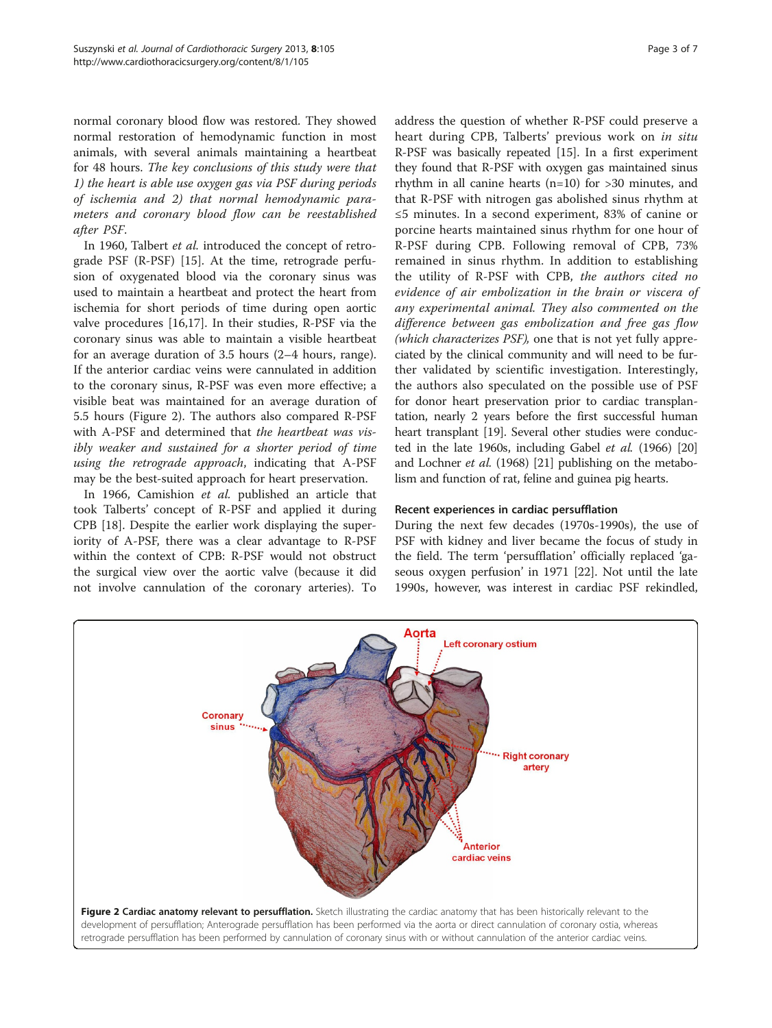normal coronary blood flow was restored. They showed normal restoration of hemodynamic function in most animals, with several animals maintaining a heartbeat for 48 hours. *The key conclusions of this study were that 1) the heart is able use oxygen gas via PSF during periods of ischemia and 2) that normal hemodynamic parameters and coronary blood flow can be reestablished after PSF*.

In 1960, Talbert *et al.* introduced the concept of retrograde PSF (R-PSF) [15]. At the time, retrograde perfusion of oxygenated blood via the coronary sinus was used to maintain a heartbeat and protect the heart from ischemia for short periods of time during open aortic valve procedures [16,17]. In their studies, R-PSF via the coronary sinus was able to maintain a visible heartbeat for an average duration of 3.5 hours (2–4 hours, range). If the anterior cardiac veins were cannulated in addition to the coronary sinus, R-PSF was even more effective; a visible beat was maintained for an average duration of 5.5 hours (Figure 2). The authors also compared R-PSF with A-PSF and determined that *the heartbeat was visibly weaker and sustained for a shorter period of time using the retrograde approach*, indicating that A-PSF may be the best-suited approach for heart preservation.

In 1966, Camishion *et al.* published an article that took Talberts' concept of R-PSF and applied it during CPB [18]. Despite the earlier work displaying the superiority of A-PSF, there was a clear advantage to R-PSF within the context of CPB: R-PSF would not obstruct the surgical view over the aortic valve (because it did not involve cannulation of the coronary arteries). To address the question of whether R-PSF could preserve a heart during CPB, Talberts' previous work on *in situ* R-PSF was basically repeated [15]. In a first experiment they found that R-PSF with oxygen gas maintained sinus rhythm in all canine hearts (n=10) for >30 minutes, and that R-PSF with nitrogen gas abolished sinus rhythm at ≤5 minutes. In a second experiment, 83% of canine or porcine hearts maintained sinus rhythm for one hour of R-PSF during CPB. Following removal of CPB, 73% remained in sinus rhythm. In addition to establishing the utility of R-PSF with CPB, *the authors cited no evidence of air embolization in the brain or viscera of any experimental animal. They also commented on the difference between gas embolization and free gas flow (which characterizes PSF),* one that is not yet fully appreciated by the clinical community and will need to be further validated by scientific investigation. Interestingly, the authors also speculated on the possible use of PSF for donor heart preservation prior to cardiac transplantation, nearly 2 years before the first successful human heart transplant [19]. Several other studies were conducted in the late 1960s, including Gabel *et al.* (1966) [20] and Lochner *et al.* (1968) [21] publishing on the metabolism and function of rat, feline and guinea pig hearts.

### Recent experiences in cardiac persufflation

During the next few decades (1970s-1990s), the use of PSF with kidney and liver became the focus of study in the field. The term 'persufflation' officially replaced 'gaseous oxygen perfusion' in 1971 [22]. Not until the late 1990s, however, was interest in cardiac PSF rekindled,

**Figure 2 Cardiac anatomy relevant to persufflation.** Sketch illustrating the cardiac anatomy that has been historically relevant to the development of persufflation; Anterograde persufflation has been performed via the aorta or direct cannulation of coronary ostia, whereas retrograde persufflation has been performed by cannulation of coronary sinus with or without cannulation of the anterior cardiac veins.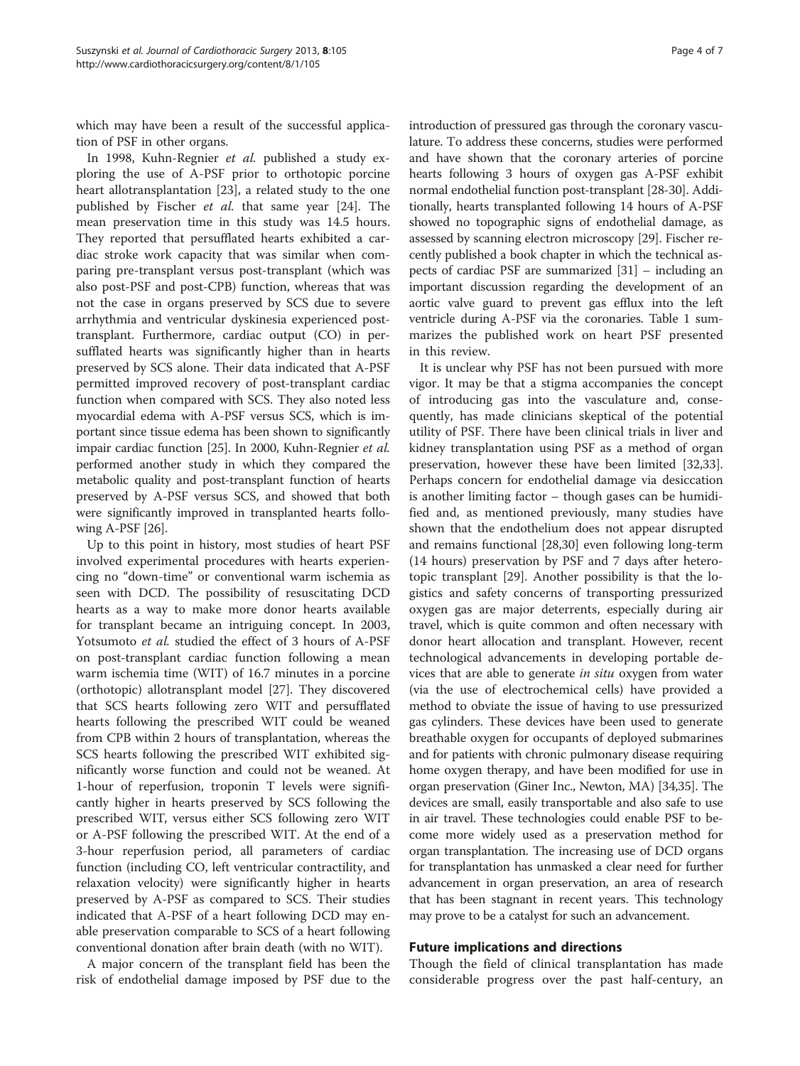which may have been a result of the successful application of PSF in other organs.

In 1998, Kuhn-Regnier *et al.* published a study exploring the use of A-PSF prior to orthotopic porcine heart allotransplantation [23], a related study to the one published by Fischer *et al.* that same year [24]. The mean preservation time in this study was 14.5 hours. They reported that persufflated hearts exhibited a cardiac stroke work capacity that was similar when comparing pre-transplant versus post-transplant (which was also post-PSF and post-CPB) function, whereas that was not the case in organs preserved by SCS due to severe arrhythmia and ventricular dyskinesia experienced post-transplant. Furthermore, cardiac output (CO) in persufflated hearts was significantly higher than in hearts preserved by SCS alone. Their data indicated that A-PSF permitted improved recovery of post-transplant cardiac function when compared with SCS. They also noted less myocardial edema with A-PSF versus SCS, which is important since tissue edema has been shown to significantly impair cardiac function [25]. In 2000, Kuhn-Regnier *et al.* performed another study in which they compared the metabolic quality and post-transplant function of hearts preserved by A-PSF versus SCS, and showed that both were significantly improved in transplanted hearts following A-PSF [26].

Up to this point in history, most studies of heart PSF involved experimental procedures with hearts experiencing no "down-time" or conventional warm ischemia as seen with DCD. The possibility of resuscitating DCD hearts as a way to make more donor hearts available for transplant became an intriguing concept. In 2003, Yotsumoto *et al.* studied the effect of 3 hours of A-PSF on post-transplant cardiac function following a mean warm ischemia time (WIT) of 16.7 minutes in a porcine (orthotopic) allotransplant model [27]. They discovered that SCS hearts following zero WIT and persufflated hearts following the prescribed WIT could be weaned from CPB within 2 hours of transplantation, whereas the SCS hearts following the prescribed WIT exhibited significantly worse function and could not be weaned. At 1-hour of reperfusion, troponin T levels were significantly higher in hearts preserved by SCS following the prescribed WIT, versus either SCS following zero WIT or A-PSF following the prescribed WIT. At the end of a 3-hour reperfusion period, all parameters of cardiac function (including CO, left ventricular contractility, and relaxation velocity) were significantly higher in hearts preserved by A-PSF as compared to SCS. Their studies indicated that A-PSF of a heart following DCD may enable preservation comparable to SCS of a heart following conventional donation after brain death (with no WIT).

A major concern of the transplant field has been the risk of endothelial damage imposed by PSF due to the introduction of pressured gas through the coronary vasculature. To address these concerns, studies were performed and have shown that the coronary arteries of porcine hearts following 3 hours of oxygen gas A-PSF exhibit normal endothelial function post-transplant [28-30]. Additionally, hearts transplanted following 14 hours of A-PSF showed no topographic signs of endothelial damage, as assessed by scanning electron microscopy [29]. Fischer recently published a book chapter in which the technical aspects of cardiac PSF are summarized [31] – including an important discussion regarding the development of an aortic valve guard to prevent gas efflux into the left ventricle during A-PSF via the coronaries. Table 1 summarizes the published work on heart PSF presented in this review.

It is unclear why PSF has not been pursued with more vigor. It may be that a stigma accompanies the concept of introducing gas into the vasculature and, consequently, has made clinicians skeptical of the potential utility of PSF. There have been clinical trials in liver and kidney transplantation using PSF as a method of organ preservation, however these have been limited [32,33]. Perhaps concern for endothelial damage via desiccation is another limiting factor – though gases can be humidified and, as mentioned previously, many studies have shown that the endothelium does not appear disrupted and remains functional [28,30] even following long-term (14 hours) preservation by PSF and 7 days after heterotopic transplant [29]. Another possibility is that the logistics and safety concerns of transporting pressurized oxygen gas are major deterrents, especially during air travel, which is quite common and often necessary with donor heart allocation and transplant. However, recent technological advancements in developing portable devices that are able to generate *in situ* oxygen from water (via the use of electrochemical cells) have provided a method to obviate the issue of having to use pressurized gas cylinders. These devices have been used to generate breathable oxygen for occupants of deployed submarines and for patients with chronic pulmonary disease requiring home oxygen therapy, and have been modified for use in organ preservation (Giner Inc., Newton, MA) [34,35]. The devices are small, easily transportable and also safe to use in air travel. These technologies could enable PSF to become more widely used as a preservation method for organ transplantation. The increasing use of DCD organs for transplantation has unmasked a clear need for further advancement in organ preservation, an area of research that has been stagnant in recent years. This technology may prove to be a catalyst for such an advancement.

## Future implications and directions

Though the field of clinical transplantation has made considerable progress over the past half-century, an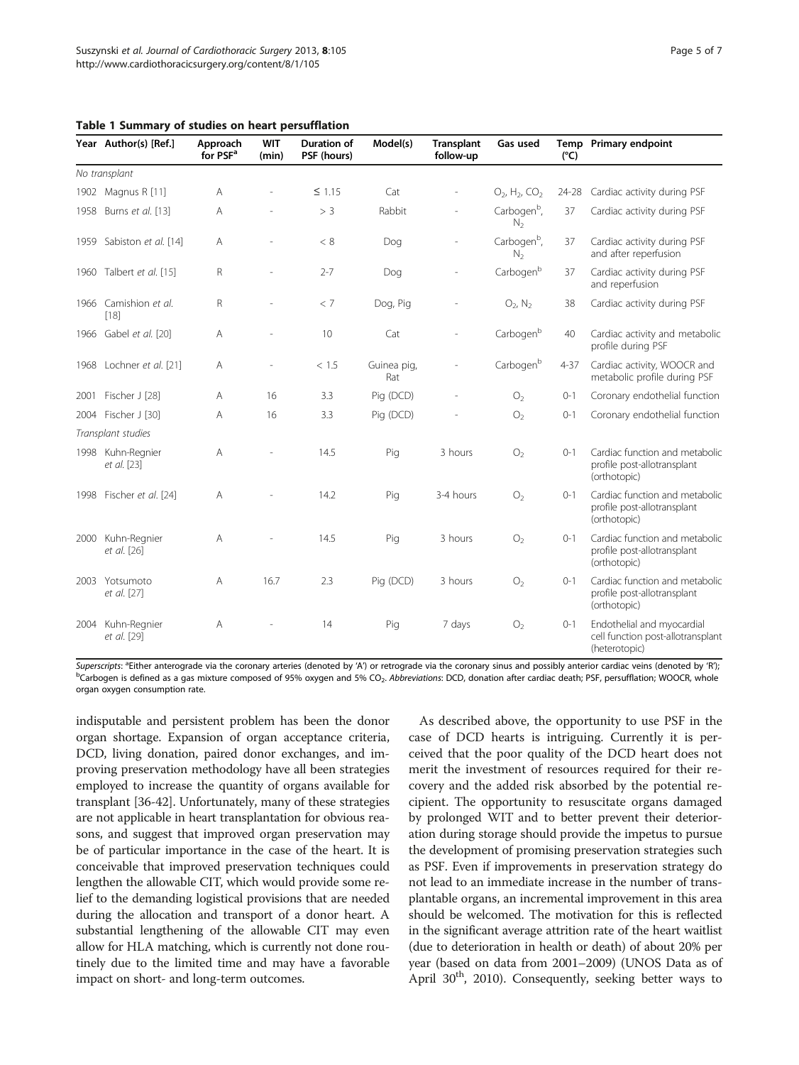**Table 1 Summary of studies on heart persufflation**

| Year | Author(s) [Ref.] | Approach for PSF[a] | WIT (min) | Duration of PSF (hours) | Model(s) | Transplant follow-up | Gas used | Temp (°C) | Primary endpoint |
|---|---|---|---|---|---|---|---|---|---|
| *No transplant* | | | | | | | | | |
| 1902 | Magnus R [11] | A | - | ≤ 1.15 | Cat | - | $O_2$, $H_2$, $CO_2$ | 24-28 | Cardiac activity during PSF |
| 1958 | Burns *et al.* [13] | A | - | > 3 | Rabbit | - | Carbogen[b], $N_2$ | 37 | Cardiac activity during PSF |
| 1959 | Sabiston *et al.* [14] | A | - | < 8 | Dog | - | Carbogen[b], $N_2$ | 37 | Cardiac activity during PSF and after reperfusion |
| 1960 | Talbert *et al.* [15] | R | - | 2-7 | Dog | - | Carbogen[b] | 37 | Cardiac activity during PSF and reperfusion |
| 1966 | Camishion *et al.* [18] | R | - | < 7 | Dog, Pig | - | $O_2$, $N_2$ | 38 | Cardiac activity during PSF |
| 1966 | Gabel *et al.* [20] | A | - | 10 | Cat | - | Carbogen[b] | 40 | Cardiac activity and metabolic profile during PSF |
| 1968 | Lochner *et al.* [21] | A | - | < 1.5 | Guinea pig, Rat | - | Carbogen[b] | 4-37 | Cardiac activity, WOOCR and metabolic profile during PSF |
| 2001 | Fischer J [28] | A | 16 | 3.3 | Pig (DCD) | - | $O_2$ | 0-1 | Coronary endothelial function |
| 2004 | Fischer J [30] | A | 16 | 3.3 | Pig (DCD) | - | $O_2$ | 0-1 | Coronary endothelial function |
| *Transplant studies* | | | | | | | | | |
| 1998 | Kuhn-Regnier *et al.* [23] | A | - | 14.5 | Pig | 3 hours | $O_2$ | 0-1 | Cardiac function and metabolic profile post-allotransplant (orthotopic) |
| 1998 | Fischer *et al.* [24] | A | - | 14.2 | Pig | 3-4 hours | $O_2$ | 0-1 | Cardiac function and metabolic profile post-allotransplant (orthotopic) |
| 2000 | Kuhn-Regnier *et al.* [26] | A | - | 14.5 | Pig | 3 hours | $O_2$ | 0-1 | Cardiac function and metabolic profile post-allotransplant (orthotopic) |
| 2003 | Yotsumoto *et al.* [27] | A | 16.7 | 2.3 | Pig (DCD) | 3 hours | $O_2$ | 0-1 | Cardiac function and metabolic profile post-allotransplant (orthotopic) |
| 2004 | Kuhn-Regnier *et al.* [29] | A | - | 14 | Pig | 7 days | $O_2$ | 0-1 | Endothelial and myocardial cell function post-allotransplant (heterotopic) |

*Superscripts*: [a]Either anterograde via the coronary arteries (denoted by 'A') or retrograde via the coronary sinus and possibly anterior cardiac veins (denoted by 'R'); [b]Carbogen is defined as a gas mixture composed of 95% oxygen and 5% $CO_2$. *Abbreviations*: DCD, donation after cardiac death; PSF, persufflation; WOOCR, whole organ oxygen consumption rate.

indisputable and persistent problem has been the donor organ shortage. Expansion of organ acceptance criteria, DCD, living donation, paired donor exchanges, and improving preservation methodology have all been strategies employed to increase the quantity of organs available for transplant [36-42]. Unfortunately, many of these strategies are not applicable in heart transplantation for obvious reasons, and suggest that improved organ preservation may be of particular importance in the case of the heart. It is conceivable that improved preservation techniques could lengthen the allowable CIT, which would provide some relief to the demanding logistical provisions that are needed during the allocation and transport of a donor heart. A substantial lengthening of the allowable CIT may even allow for HLA matching, which is currently not done routinely due to the limited time and may have a favorable impact on short- and long-term outcomes.

As described above, the opportunity to use PSF in the case of DCD hearts is intriguing. Currently it is perceived that the poor quality of the DCD heart does not merit the investment of resources required for their recovery and the added risk absorbed by the potential recipient. The opportunity to resuscitate organs damaged by prolonged WIT and to better prevent their deterioration during storage should provide the impetus to pursue the development of promising preservation strategies such as PSF. Even if improvements in preservation strategy do not lead to an immediate increase in the number of transplantable organs, an incremental improvement in this area should be welcomed. The motivation for this is reflected in the significant average attrition rate of the heart waitlist (due to deterioration in health or death) of about 20% per year (based on data from 2001–2009) (UNOS Data as of April 30[th], 2010). Consequently, seeking better ways to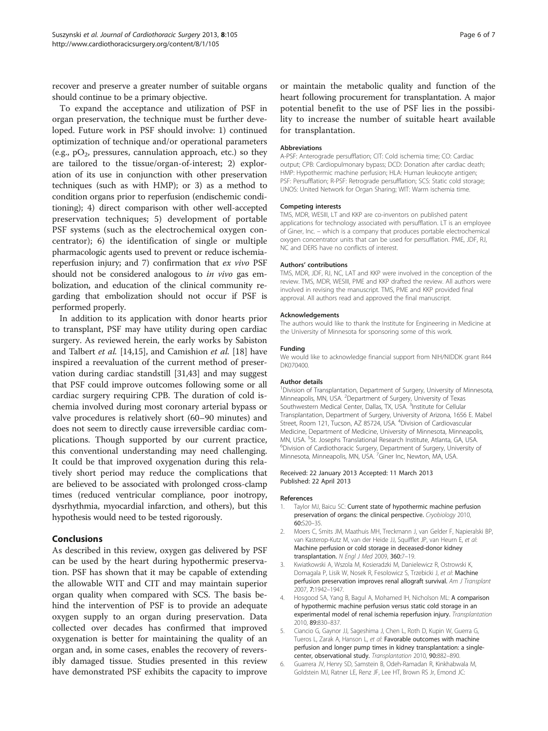recover and preserve a greater number of suitable organs should continue to be a primary objective.

To expand the acceptance and utilization of PSF in organ preservation, the technique must be further developed. Future work in PSF should involve: 1) continued optimization of technique and/or operational parameters (e.g., $pO_2$, pressures, cannulation approach, etc.) so they are tailored to the tissue/organ-of-interest; 2) exploration of its use in conjunction with other preservation techniques (such as with HMP); or 3) as a method to condition organs prior to reperfusion (endischemic conditioning); 4) direct comparison with other well-accepted preservation techniques; 5) development of portable PSF systems (such as the electrochemical oxygen concentrator); 6) the identification of single or multiple pharmacologic agents used to prevent or reduce ischemia-reperfusion injury; and 7) confirmation that *ex vivo* PSF should not be considered analogous to *in vivo* gas embolization, and education of the clinical community regarding that embolization should not occur if PSF is performed properly.

In addition to its application with donor hearts prior to transplant, PSF may have utility during open cardiac surgery. As reviewed herein, the early works by Sabiston and Talbert *et al.* [14,15], and Camishion *et al.* [18] have inspired a reevaluation of the current method of preservation during cardiac standstill [31,43] and may suggest that PSF could improve outcomes following some or all cardiac surgery requiring CPB. The duration of cold ischemia involved during most coronary arterial bypass or valve procedures is relatively short (60–90 minutes) and does not seem to directly cause irreversible cardiac complications. Though supported by our current practice, this conventional understanding may need challenging. It could be that improved oxygenation during this relatively short period may reduce the complications that are believed to be associated with prolonged cross-clamp times (reduced ventricular compliance, poor inotropy, dysrhythmia, myocardial infarction, and others), but this hypothesis would need to be tested rigorously.

## Conclusions

As described in this review, oxygen gas delivered by PSF can be used by the heart during hypothermic preservation. PSF has shown that it may be capable of extending the allowable WIT and CIT and may maintain superior organ quality when compared with SCS. The basis behind the intervention of PSF is to provide an adequate oxygen supply to an organ during preservation. Data collected over decades has confirmed that improved oxygenation is better for maintaining the quality of an organ and, in some cases, enables the recovery of reversibly damaged tissue. Studies presented in this review have demonstrated PSF exhibits the capacity to improve or maintain the metabolic quality and function of the heart following procurement for transplantation. A major potential benefit to the use of PSF lies in the possibility to increase the number of suitable heart available for transplantation.

#### Abbreviations

A-PSF: Anterograde persufflation; CIT: Cold ischemia time; CO: Cardiac output; CPB: Cardiopulmonary bypass; DCD: Donation after cardiac death; HMP: Hypothermic machine perfusion; HLA: Human leukocyte antigen; PSF: Persufflation; R-PSF: Retrograde persufflation; SCS: Static cold storage; UNOS: United Network for Organ Sharing; WIT: Warm ischemia time.

#### Competing interests

TMS, MDR, WESIII, LT and KKP are co-inventors on published patent applications for technology associated with persufflation. LT is an employee of Giner, Inc. – which is a company that produces portable electrochemical oxygen concentrator units that can be used for persufflation. PME, JDF, RJ, NC and DERS have no conflicts of interest.

#### Authors' contributions

TMS, MDR, JDF, RJ, NC, LAT and KKP were involved in the conception of the review. TMS, MDR, WESIII, PME and KKP drafted the review. All authors were involved in revising the manuscript. TMS, PME and KKP provided final approval. All authors read and approved the final manuscript.

#### Acknowledgements

The authors would like to thank the Institute for Engineering in Medicine at the University of Minnesota for sponsoring some of this work.

#### Funding

We would like to acknowledge financial support from NIH/NIDDK grant R44 DK070400.

#### Author details

[1]Division of Transplantation, Department of Surgery, University of Minnesota, Minneapolis, MN, USA. [2]Department of Surgery, University of Texas Southwestern Medical Center, Dallas, TX, USA. [3]Institute for Cellular Transplantation, Department of Surgery, University of Arizona, 1656 E. Mabel Street, Room 121, Tucson, AZ 85724, USA. [4]Division of Cardiovascular Medicine, Department of Medicine, University of Minnesota, Minneapolis, MN, USA. [5]St. Josephs Translational Research Institute, Atlanta, GA, USA. [6]Division of Cardiothoracic Surgery, Department of Surgery, University of Minnesota, Minneapolis, MN, USA. [7]Giner Inc, Newton, MA, USA.

Received: 22 January 2013 Accepted: 11 March 2013
Published: 22 April 2013

#### References

1. Taylor MJ, Baicu SC: **Current state of hypothermic machine perfusion preservation of organs: the clinical perspective.** *Cryobiology* 2010, **60:**S20–35.
2. Moers C, Smits JM, Maathuis MH, Treckmann J, van Gelder F, Napieralski BP, van Kasterop-Kutz M, van der Heide JJ, Squifflet JP, van Heurn E, *et al*: **Machine perfusion or cold storage in deceased-donor kidney transplantation.** *N Engl J Med* 2009, **360:**7–19.
3. Kwiatkowski A, Wszola M, Kosieradzki M, Danielewicz R, Ostrowski K, Domagala P, Lisik W, Nosek R, Fesolowicz S, Trzebicki J, *et al*: **Machine perfusion preservation improves renal allograft survival.** *Am J Transplant* 2007, **7:**1942–1947.
4. Hosgood SA, Yang B, Bagul A, Mohamed IH, Nicholson ML: **A comparison of hypothermic machine perfusion versus static cold storage in an experimental model of renal ischemia reperfusion injury.** *Transplantation* 2010, **89:**830–837.
5. Ciancio G, Gaynor JJ, Sageshima J, Chen L, Roth D, Kupin W, Guerra G, Tueros L, Zarak A, Hanson L, *et al*: **Favorable outcomes with machine perfusion and longer pump times in kidney transplantation: a single-center, observational study.** *Transplantation* 2010, **90:**882–890.
6. Guarrera JV, Henry SD, Samstein B, Odeh-Ramadan R, Kinkhabwala M, Goldstein MJ, Ratner LE, Renz JF, Lee HT, Brown RS Jr, Emond JC: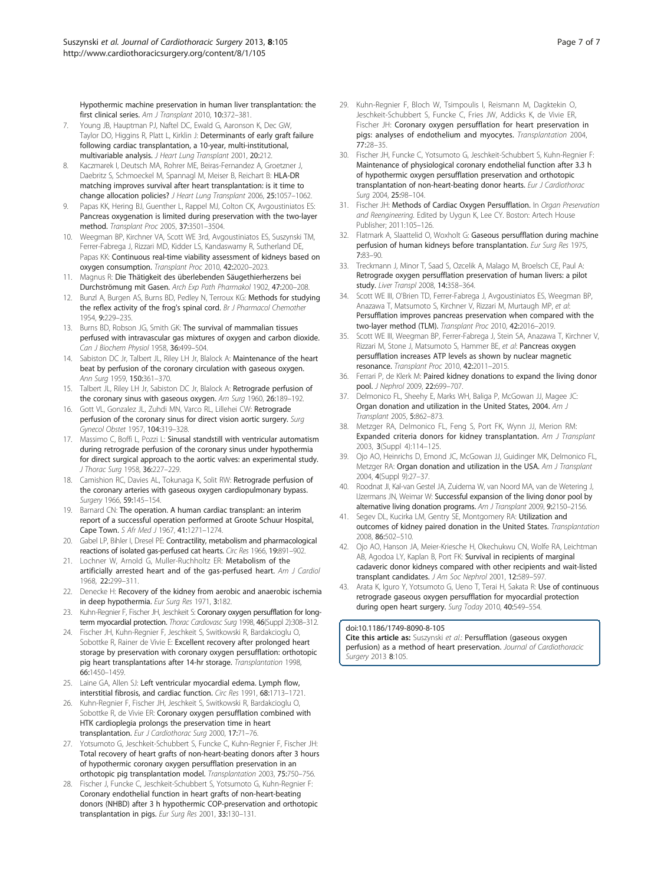Hypothermic machine preservation in human liver transplantation: the first clinical series. *Am J Transplant* 2010, **10:**372–381.

7. Young JB, Hauptman PJ, Naftel DC, Ewald G, Aaronson K, Dec GW, Taylor DO, Higgins R, Platt L, Kirklin J: **Determinants of early graft failure following cardiac transplantation, a 10-year, multi-institutional, multivariable analysis.** *J Heart Lung Transplant* 2001, **20:**212.
8. Kaczmarek I, Deutsch MA, Rohrer ME, Beiras-Fernandez A, Groetzner J, Daebritz S, Schmoeckel M, Spannagl M, Meiser B, Reichart B: **HLA-DR matching improves survival after heart transplantation: is it time to change allocation policies?** *J Heart Lung Transplant* 2006, **25:**1057–1062.
9. Papas KK, Hering BJ, Guenther L, Rappel MJ, Colton CK, Avgoustiniatos ES: **Pancreas oxygenation is limited during preservation with the two-layer method.** *Transplant Proc* 2005, **37:**3501–3504.
10. Weegman BP, Kirchner VA, Scott WE 3rd, Avgoustiniatos ES, Suszynski TM, Ferrer-Fabrega J, Rizzari MD, Kidder LS, Kandaswamy R, Sutherland DE, Papas KK: **Continuous real-time viability assessment of kidneys based on oxygen consumption.** *Transplant Proc* 2010, **42:**2020–2023.
11. Magnus R: **Die Thätigkeit des überlebenden Säugethierherzens bei Durchströmung mit Gasen.** *Arch Exp Path Pharmakol* 1902, **47:**200–208.
12. Bunzl A, Burgen AS, Burns BD, Pedley N, Terroux KG: **Methods for studying the reflex activity of the frog's spinal cord.** *Br J Pharmacol Chemother* 1954, **9:**229–235.
13. Burns BD, Robson JG, Smith GK: **The survival of mammalian tissues perfused with intravascular gas mixtures of oxygen and carbon dioxide.** *Can J Biochem Physiol* 1958, **36:**499–504.
14. Sabiston DC Jr, Talbert JL, Riley LH Jr, Blalock A: **Maintenance of the heart beat by perfusion of the coronary circulation with gaseous oxygen.** *Ann Surg* 1959, **150:**361–370.
15. Talbert JL, Riley LH Jr, Sabiston DC Jr, Blalock A: **Retrograde perfusion of the coronary sinus with gaseous oxygen.** *Am Surg* 1960, **26:**189–192.
16. Gott VL, Gonzalez JL, Zuhdi MN, Varco RL, Lillehei CW: **Retrograde perfusion of the coronary sinus for direct vision aortic surgery.** *Surg Gynecol Obstet* 1957, **104:**319–328.
17. Massimo C, Boffi L, Pozzi L: **Sinusal standstill with ventricular automatism during retrograde perfusion of the coronary sinus under hypothermia for direct surgical approach to the aortic valves: an experimental study.** *J Thorac Surg* 1958, **36:**227–229.
18. Camishion RC, Davies AL, Tokunaga K, Solit RW: **Retrograde perfusion of the coronary arteries with gaseous oxygen cardiopulmonary bypass.** *Surgery* 1966, **59:**145–154.
19. Barnard CN: **The operation. A human cardiac transplant: an interim report of a successful operation performed at Groote Schuur Hospital, Cape Town.** *S Afr Med J* 1967, **41:**1271–1274.
20. Gabel LP, Bihler I, Dresel PE: **Contractility, metabolism and pharmacological reactions of isolated gas-perfused cat hearts.** *Circ Res* 1966, **19:**891–902.
21. Lochner W, Arnold G, Muller-Ruchholtz ER: **Metabolism of the artificially arrested heart and of the gas-perfused heart.** *Am J Cardiol* 1968, **22:**299–311.
22. Denecke H: **Recovery of the kidney from aerobic and anaerobic ischemia in deep hypothermia.** *Eur Surg Res* 1971, **3:**182.
23. Kuhn-Regnier F, Fischer JH, Jeschkeit S: **Coronary oxygen persufflation for long-term myocardial protection.** *Thorac Cardiovasc Surg* 1998, **46**(Suppl 2):308–312.
24. Fischer JH, Kuhn-Regnier F, Jeschkeit S, Switkowski R, Bardakcioglu O, Sobottke R, Rainer de Vivie E: **Excellent recovery after prolonged heart storage by preservation with coronary oxygen persufflation: orthotopic pig heart transplantations after 14-hr storage.** *Transplantation* 1998, **66:**1450–1459.
25. Laine GA, Allen SJ: **Left ventricular myocardial edema. Lymph flow, interstitial fibrosis, and cardiac function.** *Circ Res* 1991, **68:**1713–1721.
26. Kuhn-Regnier F, Fischer JH, Jeschkeit S, Switkowski R, Bardakcioglu O, Sobottke R, de Vivie ER: **Coronary oxygen persufflation combined with HTK cardioplegia prolongs the preservation time in heart transplantation.** *Eur J Cardiothorac Surg* 2000, **17:**71–76.
27. Yotsumoto G, Jeschkeit-Schubbert S, Funcke C, Kuhn-Regnier F, Fischer JH: **Total recovery of heart grafts of non-heart-beating donors after 3 hours of hypothermic coronary oxygen persufflation preservation in an orthotopic pig transplantation model.** *Transplantation* 2003, **75:**750–756.
28. Fischer J, Funcke C, Jeschkeit-Schubbert S, Yotsumoto G, Kuhn-Regnier F: **Coronary endothelial function in heart grafts of non-heart-beating donors (NHBD) after 3 h hypothermic COP-preservation and orthotopic transplantation in pigs.** *Eur Surg Res* 2001, **33:**130–131.
29. Kuhn-Regnier F, Bloch W, Tsimpoulis I, Reismann M, Dagktekin O, Jeschkeit-Schubbert S, Funcke C, Fries JW, Addicks K, de Vivie ER, Fischer JH: **Coronary oxygen persufflation for heart preservation in pigs: analyses of endothelium and myocytes.** *Transplantation* 2004, **77:**28–35.
30. Fischer JH, Funcke C, Yotsumoto G, Jeschkeit-Schubbert S, Kuhn-Regnier F: **Maintenance of physiological coronary endothelial function after 3.3 h of hypothermic oxygen persufflation preservation and orthotopic transplantation of non-heart-beating donor hearts.** *Eur J Cardiothorac Surg* 2004, **25:**98–104.
31. Fischer JH: **Methods of Cardiac Oxygen Persufflation.** In *Organ Preservation and Reengineering*. Edited by Uygun K, Lee CY. Boston: Artech House Publisher; 2011:105–126.
32. Flatmark A, Slaattelid O, Woxholt G: **Gaseous persufflation during machine perfusion of human kidneys before transplantation.** *Eur Surg Res* 1975, **7:**83–90.
33. Treckmann J, Minor T, Saad S, Ozcelik A, Malago M, Broelsch CE, Paul A: **Retrograde oxygen persufflation preservation of human livers: a pilot study.** *Liver Transpl* 2008, **14:**358–364.
34. Scott WE III, O'Brien TD, Ferrer-Fabrega J, Avgoustiniatos ES, Weegman BP, Anazawa T, Matsumoto S, Kirchner V, Rizzari MD, Murtaugh MP, *et al*: **Persufflation improves pancreas preservation when compared with the two-layer method (TLM).** *Transplant Proc* 2010, **42:**2016–2019.
35. Scott WE III, Weegman BP, Ferrer-Fabrega J, Stein SA, Anazawa T, Kirchner V, Rizzari M, Stone J, Matsumoto S, Hammer BE, *et al*: **Pancreas oxygen persufflation increases ATP levels as shown by nuclear magnetic resonance.** *Transplant Proc* 2010, **42:**2011–2015.
36. Ferrari P, de Klerk M: **Paired kidney donations to expand the living donor pool.** *J Nephrol* 2009, **22:**699–707.
37. Delmonico FL, Sheehy E, Marks WH, Baliga P, McGowan JJ, Magee JC: **Organ donation and utilization in the United States, 2004.** *Am J Transplant* 2005, **5:**862–873.
38. Metzger RA, Delmonico FL, Feng S, Port FK, Wynn JJ, Merion RM: **Expanded criteria donors for kidney transplantation.** *Am J Transplant* 2003, **3**(Suppl 4):114–125.
39. Ojo AO, Heinrichs D, Emond JC, McGowan JJ, Guidinger MK, Delmonico FL, Metzger RA: **Organ donation and utilization in the USA.** *Am J Transplant* 2004, **4**(Suppl 9):27–37.
40. Roodnat JI, Kal-van Gestel JA, Zuidema W, van Noord MA, van de Wetering J, IJzermans JN, Weimar W: **Successful expansion of the living donor pool by alternative living donation programs.** *Am J Transplant* 2009, **9:**2150–2156.
41. Segev DL, Kucirka LM, Gentry SE, Montgomery RA: **Utilization and outcomes of kidney paired donation in the United States.** *Transplantation* 2008, **86:**502–510.
42. Ojo AO, Hanson JA, Meier-Kriesche H, Okechukwu CN, Wolfe RA, Leichtman AB, Agodoa LY, Kaplan B, Port FK: **Survival in recipients of marginal cadaveric donor kidneys compared with other recipients and wait-listed transplant candidates.** *J Am Soc Nephrol* 2001, **12:**589–597.
43. Arata K, Iguro Y, Yotsumoto G, Ueno T, Terai H, Sakata R: **Use of continuous retrograde gaseous oxygen persufflation for myocardial protection during open heart surgery.** *Surg Today* 2010, **40:**549–554.

doi:10.1186/1749-8090-8-105

**Cite this article as:** Suszynski *et al.*: Persufflation (gaseous oxygen perfusion) as a method of heart preservation. *Journal of Cardiothoracic Surgery* 2013 **8**:105.